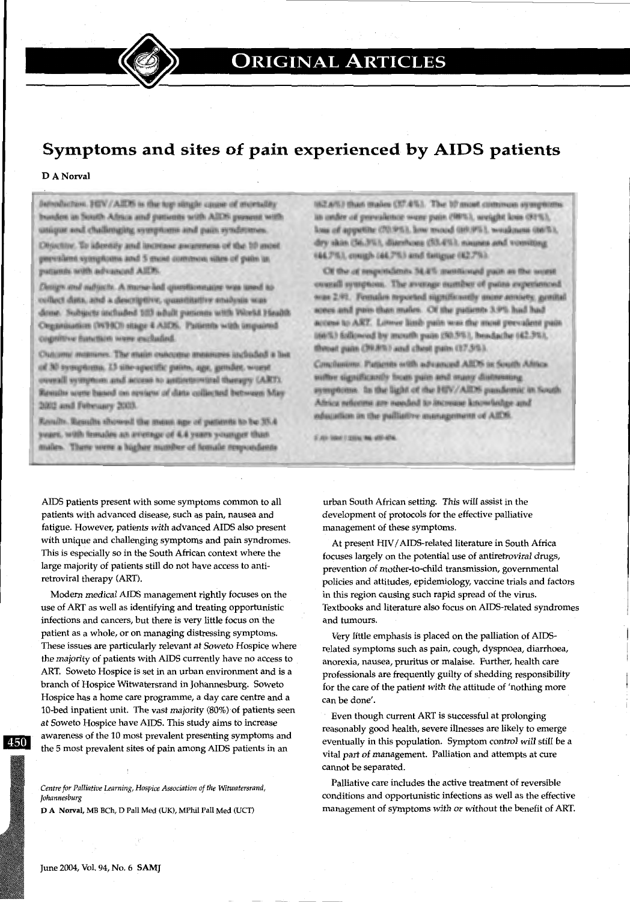# Symptoms and sites of pain experienced by AIDS patients

**D A Norval**

**Introduction.** HIV/AIDS is the top single cause of mortality burden in South Africa and patients with AIDS present with unique and challenging symptoms and pain syndromes.

**Objective.** To identify and increase awareness of the 10 most prevalent symptoms and 5 most common sites of pain in patients with advanced AIDS.

**Design and subjects.** A nurse-led questionnaire was used to collect data, and a descriptive, quantitative analysis was done. Subjects included 103 adult patients with World Health Organization (WHO) stage 4 AIDS. Patients with impaired cognitive function were excluded.

**Outcome measures.** The main outcome measures included a list of 30 symptoms, 13 site-specific pains, age, gender, worst overall symptom and access to antiretroviral therapy (ART). Results were based on review of data collected between May 2002 and February 2003.

**Results.** Results showed the mean age of patients to be 35.4 years, with females an average of 4.4 years younger than males. There were a higher number of female respondents (62.6%) than males (37.4%). The 10 most common symptoms in order of prevalence were pain (98%), weight loss (91%), loss of appetite (70.9%), low mood (69.9%), weakness (66%), dry skin (56.3%), diarrhoea (53.4%), nausea and vomiting (44.7%), cough (44.7%) and fatigue (42.7%).

Of the respondents 34.4% mentioned pain as the worst overall symptom. The average number of pains experienced was 2.91. Females reported significantly more anxiety, genital sores and pain than males. Of the patients 3.9% had had access to ART. Lower limb pain was the most prevalent pain (66%) followed by mouth pain (50.5%), headache (42.7%), throat pain (39.8%) and chest pain (17.5%).

**Conclusions.** Patients with advanced AIDS in South Africa suffer significantly from pain and many distressing symptoms. In the light of the HIV/AIDS pandemic in South Africa reforms are needed to increase knowledge and education in the palliative management of AIDS.

*S Afr Med J* 2004; **94**: 450-454.

AIDS patients present with some symptoms common to all patients with advanced disease, such as pain, nausea and fatigue. However, patients with advanced AIDS also present with unique and challenging symptoms and pain syndromes. This is especially so in the South African context where the large majority of patients still do not have access to antiretroviral therapy (ART).

Modern medical AIDS management rightly focuses on the use of ART as well as identifying and treating opportunistic infections and cancers, but there is very little focus on the patient as a whole, or on managing distressing symptoms. These issues are particularly relevant at Soweto Hospice where the majority of patients with AIDS currently have no access to ART. Soweto Hospice is set in an urban environment and is a branch of Hospice Witwatersrand in Johannesburg. Soweto Hospice has a home care programme, a day care centre and a 10-bed inpatient unit. The vast majority (80%) of patients seen at Soweto Hospice have AIDS. This study aims to increase awareness of the 10 most prevalent presenting symptoms and the 5 most prevalent sites of pain among AIDS patients in an urban South African setting. This will assist in the development of protocols for the effective palliative management of these symptoms.

At present HIV/AIDS-related literature in South Africa focuses largely on the potential use of antiretroviral drugs, prevention of mother-to-child transmission, governmental policies and attitudes, epidemiology, vaccine trials and factors in this region causing such rapid spread of the virus. Textbooks and literature also focus on AIDS-related syndromes and tumours.

Very little emphasis is placed on the palliation of AIDS-related symptoms such as pain, cough, dyspnoea, diarrhoea, anorexia, nausea, pruritus or malaise. Further, health care professionals are frequently guilty of shedding responsibility for the care of the patient with the attitude of 'nothing more can be done'.

Even though current ART is successful at prolonging reasonably good health, severe illnesses are likely to emerge eventually in this population. Symptom control will still be a vital part of management. Palliation and attempts at cure cannot be separated.

Palliative care includes the active treatment of reversible conditions and opportunistic infections as well as the effective management of symptoms with or without the benefit of ART.

*Centre for Palliative Learning, Hospice Association of the Witwatersrand, Johannesburg*

**D A Norval**, MB BCh, D Pall Med (UK), MPhil Pall Med (UCT)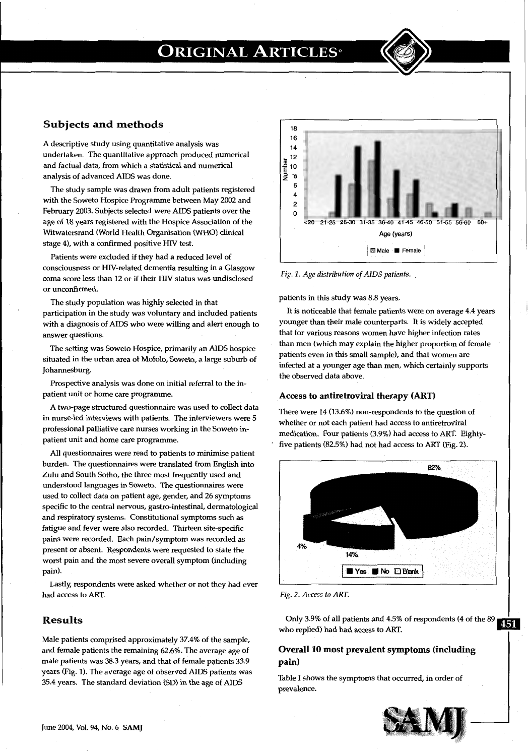## Subjects and methods

A descriptive study using quantitative analysis was undertaken. The quantitative approach produced numerical and factual data, from which a statistical and numerical analysis of advanced AIDS was done.

The study sample was drawn from adult patients registered with the Soweto Hospice Programme between May 2002 and February 2003. Subjects selected were AIDS patients over the age of 18 years registered with the Hospice Association of the Witwatersrand (World Health Organisation (WHO) clinical stage 4), with a confirmed positive HIV test.

Patients were excluded if they had a reduced level of consciousness or HIV-related dementia resulting in a Glasgow coma score less than 12 or if their HIV status was undisclosed or unconfirmed.

The study population was highly selected in that participation in the study was voluntary and included patients with a diagnosis of AIDS who were willing and alert enough to answer questions.

The setting was Soweto Hospice, primarily an AIDS hospice situated in the urban area of Mofolo, Soweto, a large suburb of Johannesburg.

Prospective analysis was done on initial referral to the in-patient unit or home care programme.

A two-page structured questionnaire was used to collect data in nurse-led interviews with patients. The interviewers were 5 professional palliative care nurses working in the Soweto in-patient unit and home care programme.

All questionnaires were read to patients to minimise patient burden. The questionnaires were translated from English into Zulu and South Sotho, the three most frequently used and understood languages in Soweto. The questionnaires were used to collect data on patient age, gender, and 26 symptoms specific to the central nervous, gastro-intestinal, dermatological and respiratory systems. Constitutional symptoms such as fatigue and fever were also recorded. Thirteen site-specific pains were recorded. Each pain/symptom was recorded as present or absent. Respondents were requested to state the worst pain and the most severe overall symptom (including pain).

Lastly, respondents were asked whether or not they had ever had access to ART.

## Results

Male patients comprised approximately 37.4% of the sample, and female patients the remaining 62.6%. The average age of male patients was 38.3 years, and that of female patients 33.9 years (Fig. 1). The average age of observed AIDS patients was 35.4 years. The standard deviation (SD) in the age of AIDS patients in this study was 8.8 years.

*Fig. 1. Age distribution of AIDS patients.*

It is noticeable that female patients were on average 4.4 years younger than their male counterparts. It is widely accepted that for various reasons women have higher infection rates than men (which may explain the higher proportion of female patients even in this small sample), and that women are infected at a younger age than men, which certainly supports the observed data above.

### Access to antiretroviral therapy (ART)

There were 14 (13.6%) non-respondents to the question of whether or not each patient had access to antiretroviral medication. Four patients (3.9%) had access to ART. Eighty-five patients (82.5%) had not had access to ART (Fig. 2).

*Fig. 2. Access to ART.*

Only 3.9% of all patients and 4.5% of respondents (4 of the 89 who replied) had had access to ART.

### Overall 10 most prevalent symptoms (including pain)

Table I shows the symptoms that occurred, in order of prevalence.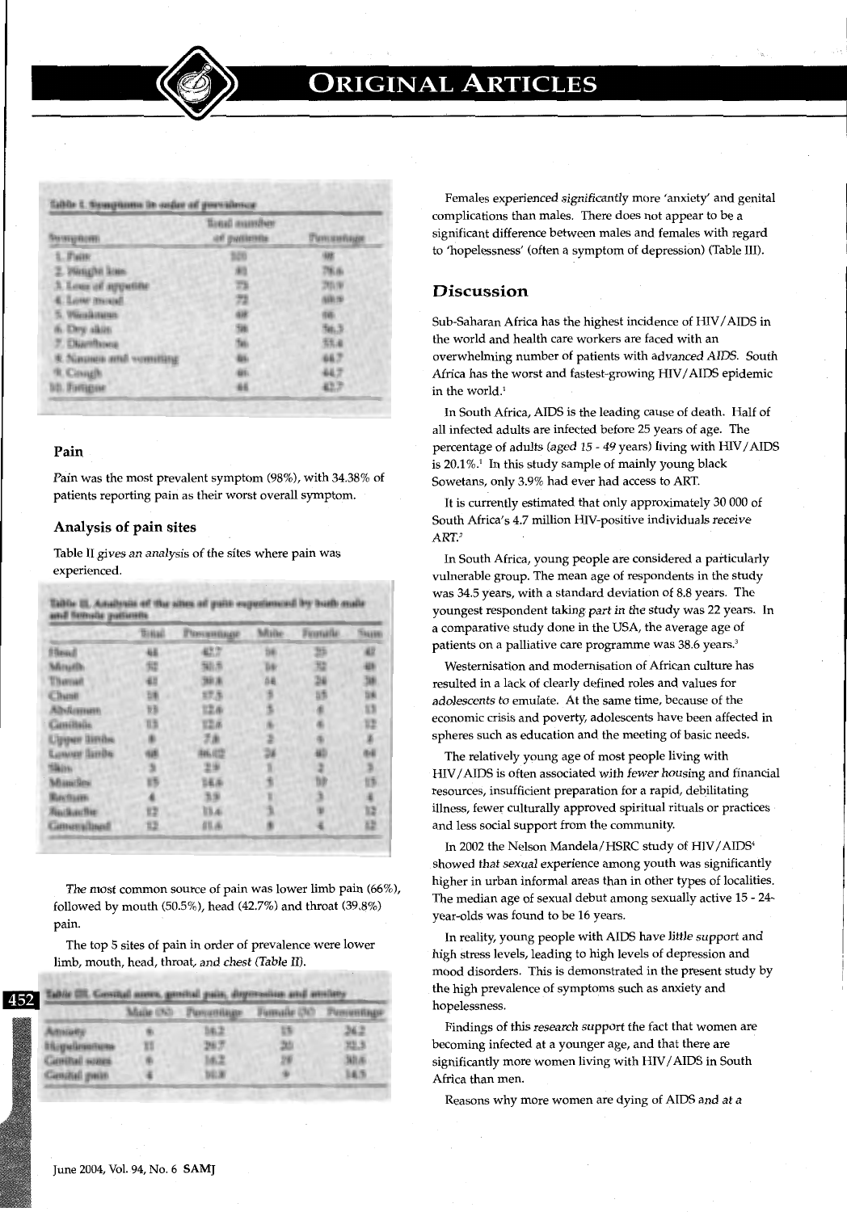**Table I. Symptoms in order of prevalence**

| Symptom | Total number of patients | Percentage |
|---|---|---|
| 1. Pain | 101 | 98 |
| 2. Weight loss | 81 | 78.6 |
| 3. Loss of appetite | 73 | 70.9 |
| 4. Low mood | 72 | 69.9 |
| 5. Weakness | 68 | 66 |
| 6. Dry skin | 58 | 56.3 |
| 7. Diarrhoea | 55 | 53.4 |
| 8. Nausea and vomiting | 46 | 44.7 |
| 9. Cough | 46 | 44.7 |
| 10. Fatigue | 44 | 42.7 |

### Pain

Pain was the most prevalent symptom (98%), with 34.38% of patients reporting pain as their worst overall symptom.

### Analysis of pain sites

Table II gives an analysis of the sites where pain was experienced.

**Table II. Analysis of the sites of pain experienced by both male and female patients**

| | Total | Percentage | Male | Female | Sum |
|---|---|---|---|---|---|
| Head | 44 | 42.7 | 18 | 25 | 43 |
| Mouth | 52 | 50.5 | 16 | 32 | 48 |
| Throat | 41 | 39.8 | 14 | 24 | 38 |
| Chest | 18 | 17.5 | 5 | 13 | 18 |
| Abdomen | 13 | 12.6 | 5 | 8 | 13 |
| Genitals | 13 | 12.6 | 6 | 6 | 12 |
| Upper limbs | 8 | 7.8 | 2 | 6 | 8 |
| Lower limbs | 68 | 66.02 | 24 | 40 | 64 |
| Skin | 3 | 2.9 | 1 | 2 | 3 |
| Muscles | 15 | 14.6 | 5 | 10 | 15 |
| Rectum | 4 | 3.9 | 1 | 3 | 4 |
| Backache | 12 | 11.6 | 3 | 9 | 12 |
| Generalised | 12 | 11.6 | 8 | 4 | 12 |

The most common source of pain was lower limb pain (66%), followed by mouth (50.5%), head (42.7%) and throat (39.8%) pain.

The top 5 sites of pain in order of prevalence were lower limb, mouth, head, throat, and chest (Table II).

**Table III. Genital sores, genital pain, depression and anxiety**

| | Male (N) | Percentage | Female (N) | Percentage |
|---|---|---|---|---|
| Anxiety | 6 | 16.2 | 16 | 24.2 |
| Hopelessness | 11 | 29.7 | 20 | 30.3 |
| Genital sores | 6 | 16.2 | 20 | 30.3 |
| Genital pain | 4 | 10.8 | 9 | 13.6 |

Females experienced significantly more 'anxiety' and genital complications than males. There does not appear to be a significant difference between males and females with regard to 'hopelessness' (often a symptom of depression) (Table III).

## Discussion

Sub-Saharan Africa has the highest incidence of HIV/AIDS in the world and health care workers are faced with an overwhelming number of patients with advanced AIDS. South Africa has the worst and fastest-growing HIV/AIDS epidemic in the world.[1]

In South Africa, AIDS is the leading cause of death. Half of all infected adults are infected before 25 years of age. The percentage of adults (aged 15 - 49 years) living with HIV/AIDS is 20.1%.[1] In this study sample of mainly young black Sowetans, only 3.9% had ever had access to ART.

It is currently estimated that only approximately 30 000 of South Africa's 4.7 million HIV-positive individuals receive ART.[2]

In South Africa, young people are considered a particularly vulnerable group. The mean age of respondents in the study was 34.5 years, with a standard deviation of 8.8 years. The youngest respondent taking part in the study was 22 years. In a comparative study done in the USA, the average age of patients on a palliative care programme was 38.6 years.[3]

Westernisation and modernisation of African culture has resulted in a lack of clearly defined roles and values for adolescents to emulate. At the same time, because of the economic crisis and poverty, adolescents have been affected in spheres such as education and the meeting of basic needs.

The relatively young age of most people living with HIV/AIDS is often associated with fewer housing and financial resources, insufficient preparation for a rapid, debilitating illness, fewer culturally approved spiritual rituals or practices and less social support from the community.

In 2002 the Nelson Mandela/HSRC study of HIV/AIDS[4] showed that sexual experience among youth was significantly higher in urban informal areas than in other types of localities. The median age of sexual debut among sexually active 15 - 24-year-olds was found to be 16 years.

In reality, young people with AIDS have little support and high stress levels, leading to high levels of depression and mood disorders. This is demonstrated in the present study by the high prevalence of symptoms such as anxiety and hopelessness.

Findings of this research support the fact that women are becoming infected at a younger age, and that there are significantly more women living with HIV/AIDS in South Africa than men.

Reasons why more women are dying of AIDS and at a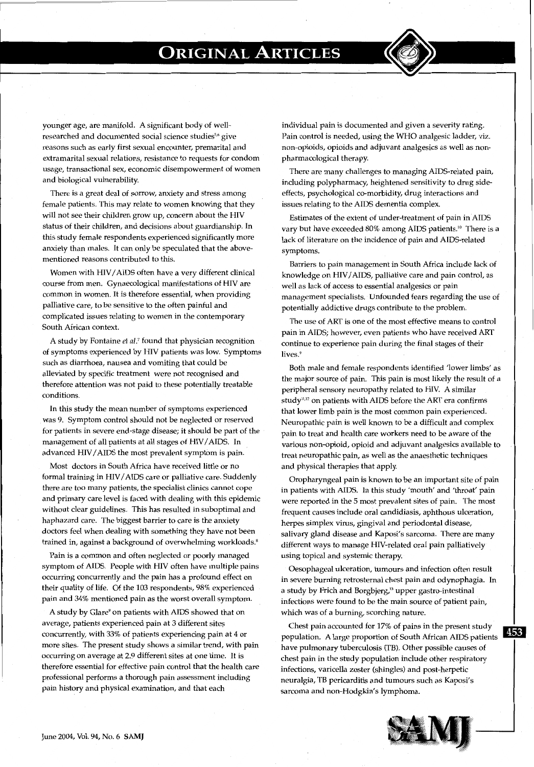younger age, are manifold. A significant body of well-researched and documented social science studies[5,6] give reasons such as early first sexual encounter, premarital and extramarital sexual relations, resistance to requests for condom usage, transactional sex, economic disempowerment of women and biological vulnerability.

There is a great deal of sorrow, anxiety and stress among female patients. This may relate to women knowing that they will not see their children grow up, concern about the HIV status of their children, and decisions about guardianship. In this study female respondents experienced significantly more anxiety than males. It can only be speculated that the above-mentioned reasons contributed to this.

Women with HIV/AIDS often have a very different clinical course from men. Gynaecological manifestations of HIV are common in women. It is therefore essential, when providing palliative care, to be sensitive to the often painful and complicated issues relating to women in the contemporary South African context.

A study by Fontaine *et al.*[7] found that physician recognition of symptoms experienced by HIV patients was low. Symptoms such as diarrhoea, nausea and vomiting that could be alleviated by specific treatment were not recognised and therefore attention was not paid to these potentially treatable conditions.

In this study the mean number of symptoms experienced was 9. Symptom control should not be neglected or reserved for patients in severe end-stage disease; it should be part of the management of all patients at all stages of HIV/AIDS. In advanced HIV/AIDS the most prevalent symptom is pain.

Most doctors in South Africa have received little or no formal training in HIV/AIDS care or palliative care. Suddenly there are too many patients, the specialist clinics cannot cope and primary care level is faced with dealing with this epidemic without clear guidelines. This has resulted in suboptimal and haphazard care. The biggest barrier to care is the anxiety doctors feel when dealing with something they have not been trained in, against a background of overwhelming workloads.[8]

Pain is a common and often neglected or poorly managed symptom of AIDS. People with HIV often have multiple pains occurring concurrently and the pain has a profound effect on their quality of life. Of the 103 respondents, 98% experienced pain and 34% mentioned pain as the worst overall symptom.

A study by Glare[9] on patients with AIDS showed that on average, patients experienced pain at 3 different sites concurrently, with 33% of patients experiencing pain at 4 or more sites. The present study shows a similar trend, with pain occurring on average at 2.9 different sites at one time. It is therefore essential for effective pain control that the health care professional performs a thorough pain assessment including pain history and physical examination, and that each individual pain is documented and given a severity rating. Pain control is needed, using the WHO analgesic ladder, viz. non-opioids, opioids and adjuvant analgesics as well as non-pharmacological therapy.

There are many challenges to managing AIDS-related pain, including polypharmacy, heightened sensitivity to drug side-effects, psychological co-morbidity, drug interactions and issues relating to the AIDS dementia complex.

Estimates of the extent of under-treatment of pain in AIDS vary but have exceeded 80% among AIDS patients.[10] There is a lack of literature on the incidence of pain and AIDS-related symptoms.

Barriers to pain management in South Africa include lack of knowledge on HIV/AIDS, palliative care and pain control, as well as lack of access to essential analgesics or pain management specialists. Unfounded fears regarding the use of potentially addictive drugs contribute to the problem.

The use of ART is one of the most effective means to control pain in AIDS; however, even patients who have received ART continue to experience pain during the final stages of their lives.[9]

Both male and female respondents identified 'lower limbs' as the major source of pain. This pain is most likely the result of a peripheral sensory neuropathy related to HIV. A similar study[11,12] on patients with AIDS before the ART era confirms that lower limb pain is the most common pain experienced. Neuropathic pain is well known to be a difficult and complex pain to treat and health care workers need to be aware of the various non-opioid, opioid and adjuvant analgesics available to treat neuropathic pain, as well as the anaesthetic techniques and physical therapies that apply.

Oropharyngeal pain is known to be an important site of pain in patients with AIDS. In this study 'mouth' and 'throat' pain were reported in the 5 most prevalent sites of pain. The most frequent causes include oral candidiasis, aphthous ulceration, herpes simplex virus, gingival and periodontal disease, salivary gland disease and Kaposi's sarcoma. There are many different ways to manage HIV-related oral pain palliatively using topical and systemic therapy.

Oesophageal ulceration, tumours and infection often result in severe burning retrosternal chest pain and odynophagia. In a study by Frich and Borgbjerg,[13] upper gastro-intestinal infections were found to be the main source of patient pain, which was of a burning, scorching nature.

Chest pain accounted for 17% of pains in the present study population. A large proportion of South African AIDS patients have pulmonary tuberculosis (TB). Other possible causes of chest pain in the study population include other respiratory infections, varicella zoster (shingles) and post-herpetic neuralgia, TB pericarditis and tumours such as Kaposi's sarcoma and non-Hodgkin's lymphoma.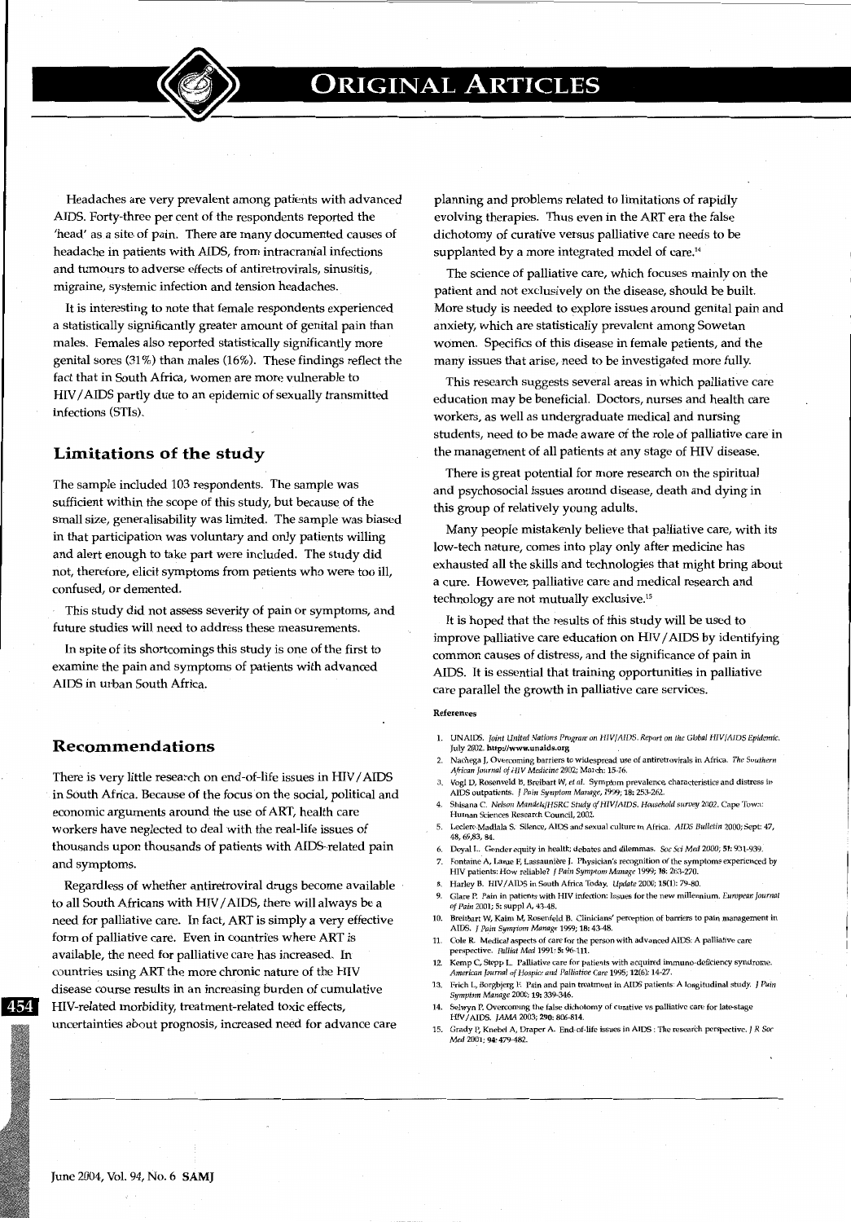Headaches are very prevalent among patients with advanced AIDS. Forty-three per cent of the respondents reported the 'head' as a site of pain. There are many documented causes of headache in patients with AIDS, from intracranial infections and tumours to adverse effects of antiretrovirals, sinusitis, migraine, systemic infection and tension headaches.

It is interesting to note that female respondents experienced a statistically significantly greater amount of genital pain than males. Females also reported statistically significantly more genital sores (31%) than males (16%). These findings reflect the fact that in South Africa, women are more vulnerable to HIV/AIDS partly due to an epidemic of sexually transmitted infections (STIs).

## Limitations of the study

The sample included 103 respondents. The sample was sufficient within the scope of this study, but because of the small size, generalisability was limited. The sample was biased in that participation was voluntary and only patients willing and alert enough to take part were included. The study did not, therefore, elicit symptoms from patients who were too ill, confused, or demented.

This study did not assess severity of pain or symptoms, and future studies will need to address these measurements.

In spite of its shortcomings this study is one of the first to examine the pain and symptoms of patients with advanced AIDS in urban South Africa.

## Recommendations

There is very little research on end-of-life issues in HIV/AIDS in South Africa. Because of the focus on the social, political and economic arguments around the use of ART, health care workers have neglected to deal with the real-life issues of thousands upon thousands of patients with AIDS-related pain and symptoms.

Regardless of whether antiretroviral drugs become available to all South Africans with HIV/AIDS, there will always be a need for palliative care. In fact, ART is simply a very effective form of palliative care. Even in countries where ART is available, the need for palliative care has increased. In countries using ART the more chronic nature of the HIV disease course results in an increasing burden of cumulative HIV-related morbidity, treatment-related toxic effects, uncertainties about prognosis, increased need for advance care planning and problems related to limitations of rapidly evolving therapies. Thus even in the ART era the false dichotomy of curative versus palliative care needs to be supplanted by a more integrated model of care.[14]

The science of palliative care, which focuses mainly on the patient and not exclusively on the disease, should be built. More study is needed to explore issues around genital pain and anxiety, which are statistically prevalent among Sowetan women. Specifics of this disease in female patients, and the many issues that arise, need to be investigated more fully.

This research suggests several areas in which palliative care education may be beneficial. Doctors, nurses and health care workers, as well as undergraduate medical and nursing students, need to be made aware of the role of palliative care in the management of all patients at any stage of HIV disease.

There is great potential for more research on the spiritual and psychosocial issues around disease, death and dying in this group of relatively young adults.

Many people mistakenly believe that palliative care, with its low-tech nature, comes into play only after medicine has exhausted all the skills and technologies that might bring about a cure. However, palliative care and medical research and technology are not mutually exclusive.[15]

It is hoped that the results of this study will be used to improve palliative care education on HIV/AIDS by identifying common causes of distress, and the significance of pain in AIDS. It is essential that training opportunities in palliative care parallel the growth in palliative care services.

### References

1. UNAIDS. *Joint United Nations Program on HIV/AIDS. Report on the Global HIV/AIDS Epidemic.* July 2002. **http://www.unaids.org**
2. Nachega J. Overcoming barriers to widespread use of antiretrovirals in Africa. *The Southern African Journal of HIV Medicine* 2002; March: 15-16.
3. Vogl D, Rosenveld B, Breitbart W, *et al.* Symptom prevalence, characteristics and distress in AIDS outpatients. *J Pain Symptom Manage*, 1999; **18:** 253-262.
4. Shisana C. *Nelson Mandela/HSRC Study of HIV/AIDS. Household survey 2002.* Cape Town: Human Sciences Research Council, 2002.
5. Leclerc-Madlala S. Silence, AIDS and sexual culture in Africa. *AIDS Bulletin* 2000; Sept: 47, 48, 65,83, 84.
6. Doyal L. Gender equity in health: debates and dilemmas. *Soc Sci Med* 2000; **51:** 931-939.
7. Fontaine A, Larue F, Lassaunière J. Physician's recognition of the symptoms experienced by HIV patients: How reliable? *J Pain Symptom Manage* 1999; **18:** 263-270.
8. Harley B. HIV/AIDS in South Africa Today. *Update* 2000; **15**(1): 79-80.
9. Glare P. Pain in patients with HIV infection: Issues for the new millennium. *European Journal of Pain* 2001; **5;** suppl A, 43-48.
10. Breitbart W, Kaim M, Rosenfeld B. Clinicians' perception of barriers to pain management in AIDS. *J Pain Symptom Manage* 1999; **18:** 43-48.
11. Cole R. Medical aspects of care for the person with advanced AIDS: A palliative care perspective. *Palliat Med* 1991; **5:** 96-111.
12. Kemp C, Stepp L. Palliative care for patients with acquired immuno-deficiency syndrome. *American Journal of Hospice and Palliative Care* 1995; **12**(6): 14-27.
13. Frich L, Borgbjerg F. Pain and pain treatment in AIDS patients: A longitudinal study. *J Pain Symptom Manage* 2000; **19:** 339-346.
14. Selwyn P. Overcoming the false dichotomy of curative vs palliative care for late-stage HIV/AIDS. *JAMA* 2003; **290:** 806-814.
15. Grady P, Knebel A, Draper A. End-of-life issues in AIDS : The research perspective. *J R Soc Med* 2001; **94:** 479-482.